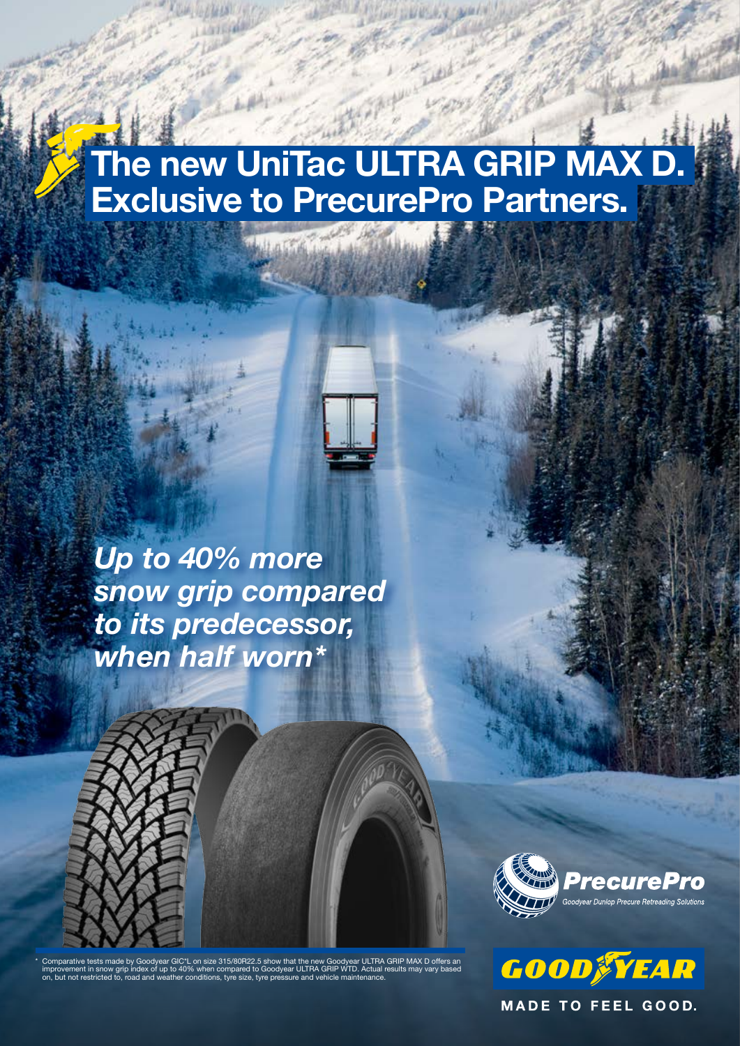# The new UniTac ULTRA GRIP MAX D. Exclusive to PrecurePro Partners.

***Up to 40% more snow grip compared to its predecessor, when half worn****

**PrecurePro**
*Goodyear Dunlop Precure Retreading Solutions*

\* Comparative tests made by Goodyear GIC*L on size 315/80R22.5 show that the new Goodyear ULTRA GRIP MAX D offers an improvement in snow grip index of up to 40% when compared to Goodyear ULTRA GRIP WTD. Actual results may vary based on, but not restricted to, road and weather conditions, tyre size, tyre pressure and vehicle maintenance.

**GOODYEAR**

MADE TO FEEL GOOD.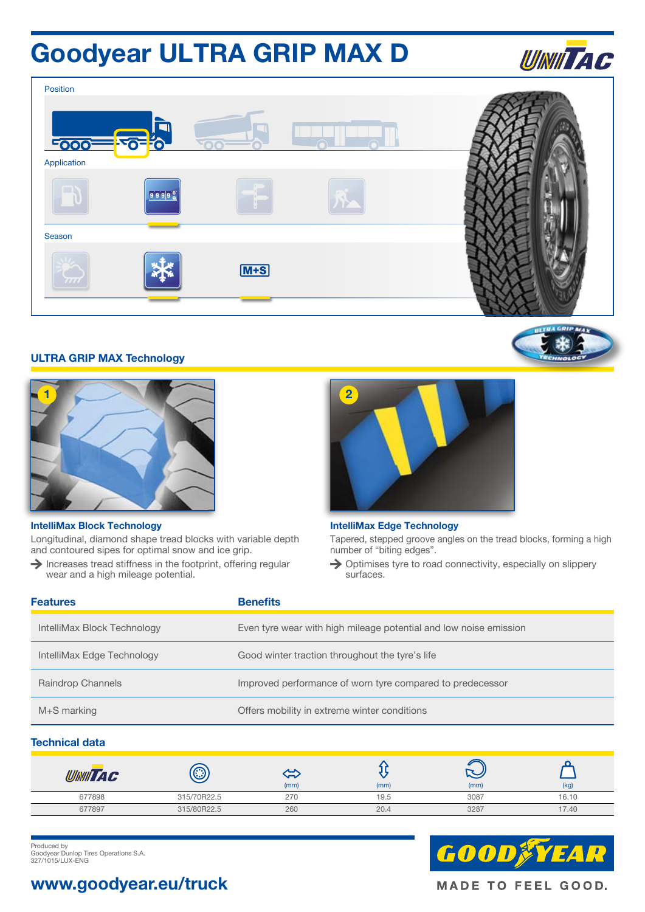# Goodyear ULTRA GRIP MAX D

UNITAC

Position

Application

Season

M+S

## ULTRA GRIP MAX Technology

1

2

### IntelliMax Block Technology

Longitudinal, diamond shape tread blocks with variable depth and contoured sipes for optimal snow and ice grip.

→ Increases tread stiffness in the footprint, offering regular wear and a high mileage potential.

### IntelliMax Edge Technology

Tapered, stepped groove angles on the tread blocks, forming a high number of "biting edges".

→ Optimises tyre to road connectivity, especially on slippery surfaces.

| Features | Benefits |
|---|---|
| IntelliMax Block Technology | Even tyre wear with high mileage potential and low noise emission |
| IntelliMax Edge Technology | Good winter traction throughout the tyre's life |
| Raindrop Channels | Improved performance of worn tyre compared to predecessor |
| M+S marking | Offers mobility in extreme winter conditions |

## Technical data

| UNITAC | | (mm) | (mm) | (mm) | (kg) |
|---|---|---|---|---|---|
| 677898 | 315/70R22.5 | 270 | 19.5 | 3087 | 16.10 |
| 677897 | 315/80R22.5 | 260 | 20.4 | 3287 | 17.40 |

Produced by
Goodyear Dunlop Tires Operations S.A.
327/1015/LUX-ENG

**www.goodyear.eu/truck**

GOODYEAR

MADE TO FEEL GOOD.